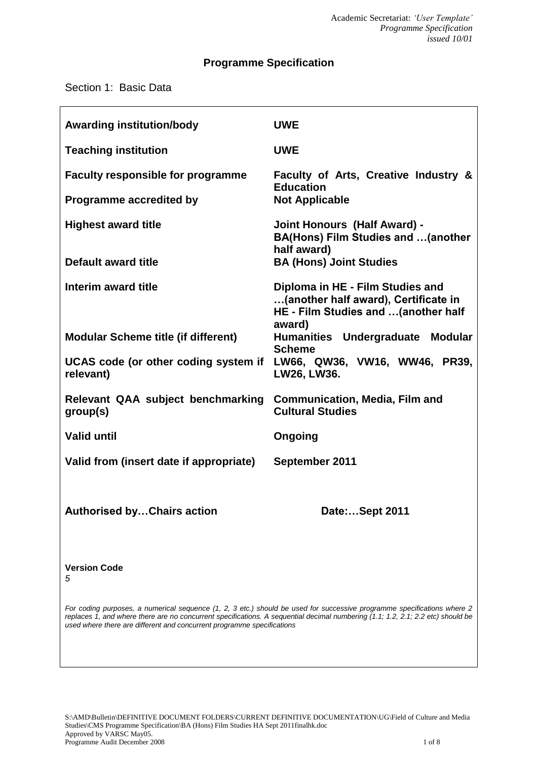Academic Secretariat: *'User Template'*
*Programme Specification*
*issued 10/01*

# Programme Specification

Section 1: Basic Data

| | |
|---|---|
| **Awarding institution/body** | **UWE** |
| **Teaching institution** | **UWE** |
| **Faculty responsible for programme** | **Faculty of Arts, Creative Industry & Education** |
| **Programme accredited by** | **Not Applicable** |
| **Highest award title** | **Joint Honours (Half Award) - BA(Hons) Film Studies and …(another half award)** |
| **Default award title** | **BA (Hons) Joint Studies** |
| **Interim award title** | **Diploma in HE - Film Studies and …(another half award), Certificate in HE - Film Studies and …(another half award)** |
| **Modular Scheme title (if different)** | **Humanities Undergraduate Modular Scheme** |
| **UCAS code (or other coding system if relevant)** | **LW66, QW36, VW16, WW46, PR39, LW26, LW36.** |
| **Relevant QAA subject benchmarking group(s)** | **Communication, Media, Film and Cultural Studies** |
| **Valid until** | **Ongoing** |
| **Valid from (insert date if appropriate)** | **September 2011** |

**Authorised by…Chairs action** **Date:…Sept 2011**

**Version Code**
*5*

*For coding purposes, a numerical sequence (1, 2, 3 etc.) should be used for successive programme specifications where 2 replaces 1, and where there are no concurrent specifications. A sequential decimal numbering (1.1; 1.2, 2.1; 2.2 etc) should be used where there are different and concurrent programme specifications*

S:\AMD\Bulletin\DEFINITIVE DOCUMENT FOLDERS\CURRENT DEFINITIVE DOCUMENTATION\UG\Field of Culture and Media Studies\CMS Programme Specification\BA (Hons) Film Studies HA Sept 2011finalhk.doc
Approved by VARSC May05.
Programme Audit December 2008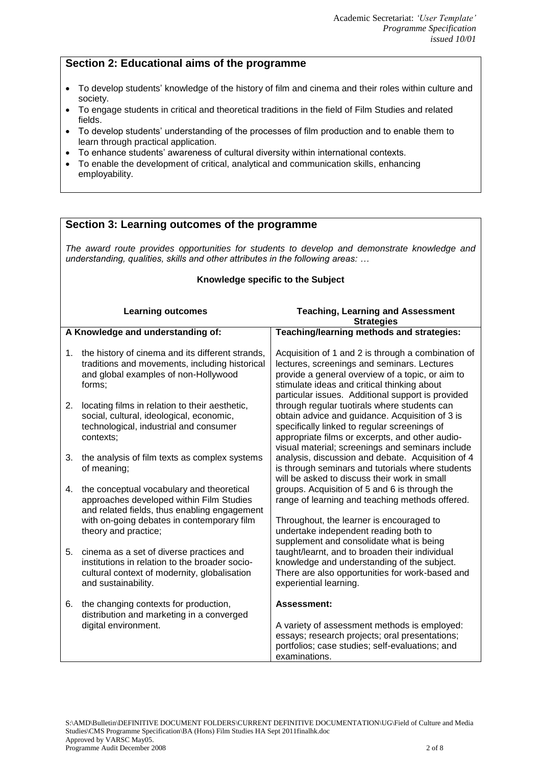## Section 2: Educational aims of the programme

- To develop students' knowledge of the history of film and cinema and their roles within culture and society.
- To engage students in critical and theoretical traditions in the field of Film Studies and related fields.
- To develop students' understanding of the processes of film production and to enable them to learn through practical application.
- To enhance students' awareness of cultural diversity within international contexts.
- To enable the development of critical, analytical and communication skills, enhancing employability.

## Section 3: Learning outcomes of the programme

*The award route provides opportunities for students to develop and demonstrate knowledge and understanding, qualities, skills and other attributes in the following areas: …*

### Knowledge specific to the Subject

| Learning outcomes | Teaching, Learning and Assessment Strategies |
|---|---|
| **A Knowledge and understanding of:**<br><br>1. the history of cinema and its different strands, traditions and movements, including historical and global examples of non-Hollywood forms;<br><br>2. locating films in relation to their aesthetic, social, cultural, ideological, economic, technological, industrial and consumer contexts;<br><br>3. the analysis of film texts as complex systems of meaning;<br><br>4. the conceptual vocabulary and theoretical approaches developed within Film Studies and related fields, thus enabling engagement with on-going debates in contemporary film theory and practice;<br><br>5. cinema as a set of diverse practices and institutions in relation to the broader socio-cultural context of modernity, globalisation and sustainability.<br><br>6. the changing contexts for production, distribution and marketing in a converged digital environment. | **Teaching/learning methods and strategies:**<br><br>Acquisition of 1 and 2 is through a combination of lectures, screenings and seminars. Lectures provide a general overview of a topic, or aim to stimulate ideas and critical thinking about particular issues. Additional support is provided through regular tuotirals where students can obtain advice and guidance. Acquisition of 3 is specifically linked to regular screenings of appropriate films or excerpts, and other audio-visual material; screenings and seminars include analysis, discussion and debate. Acquisition of 4 is through seminars and tutorials where students will be asked to discuss their work in small groups. Acquisition of 5 and 6 is through the range of learning and teaching methods offered.<br><br>Throughout, the learner is encouraged to undertake independent reading both to supplement and consolidate what is being taught/learnt, and to broaden their individual knowledge and understanding of the subject. There are also opportunities for work-based and experiential learning.<br><br>**Assessment:**<br><br>A variety of assessment methods is employed: essays; research projects; oral presentations; portfolios; case studies; self-evaluations; and examinations. |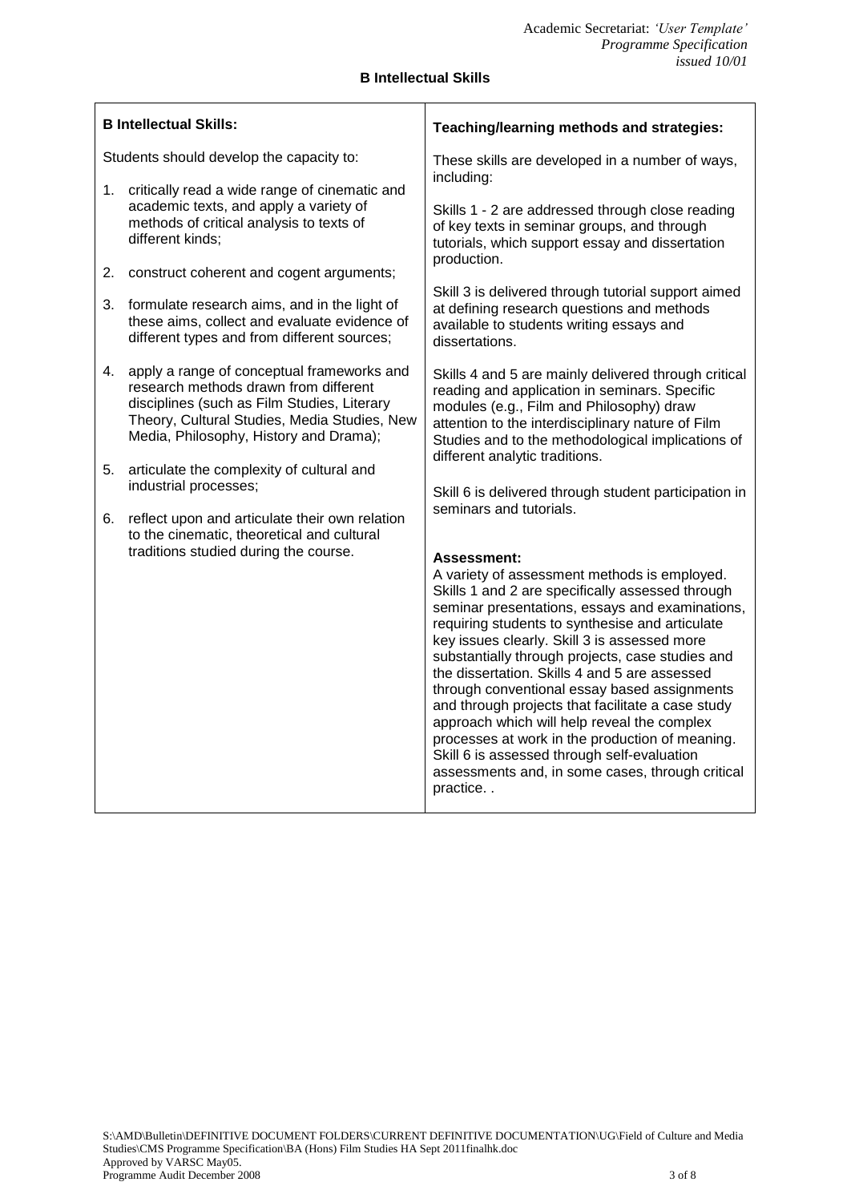**B Intellectual Skills**

| **B Intellectual Skills:** | **Teaching/learning methods and strategies:** |
|---|---|
| Students should develop the capacity to:<br><br>1. critically read a wide range of cinematic and academic texts, and apply a variety of methods of critical analysis to texts of different kinds;<br><br>2. construct coherent and cogent arguments;<br><br>3. formulate research aims, and in the light of these aims, collect and evaluate evidence of different types and from different sources;<br><br>4. apply a range of conceptual frameworks and research methods drawn from different disciplines (such as Film Studies, Literary Theory, Cultural Studies, Media Studies, New Media, Philosophy, History and Drama);<br><br>5. articulate the complexity of cultural and industrial processes;<br><br>6. reflect upon and articulate their own relation to the cinematic, theoretical and cultural traditions studied during the course. | These skills are developed in a number of ways, including:<br><br>Skills 1 - 2 are addressed through close reading of key texts in seminar groups, and through tutorials, which support essay and dissertation production.<br><br>Skill 3 is delivered through tutorial support aimed at defining research questions and methods available to students writing essays and dissertations.<br><br>Skills 4 and 5 are mainly delivered through critical reading and application in seminars. Specific modules (e.g., Film and Philosophy) draw attention to the interdisciplinary nature of Film Studies and to the methodological implications of different analytic traditions.<br><br>Skill 6 is delivered through student participation in seminars and tutorials.<br><br>**Assessment:**<br>A variety of assessment methods is employed. Skills 1 and 2 are specifically assessed through seminar presentations, essays and examinations, requiring students to synthesise and articulate key issues clearly. Skill 3 is assessed more substantially through projects, case studies and the dissertation. Skills 4 and 5 are assessed through conventional essay based assignments and through projects that facilitate a case study approach which will help reveal the complex processes at work in the production of meaning. Skill 6 is assessed through self-evaluation assessments and, in some cases, through critical practice. . |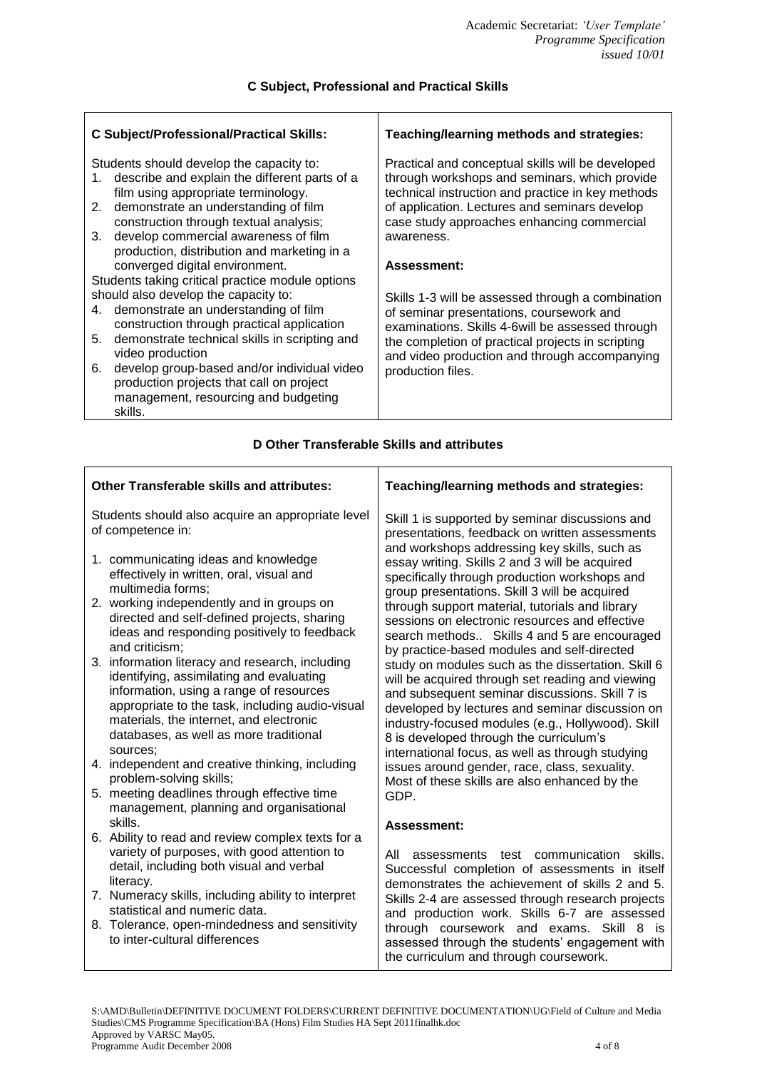## C Subject, Professional and Practical Skills

| C Subject/Professional/Practical Skills: | Teaching/learning methods and strategies: |
|---|---|
| Students should develop the capacity to:<br>1. describe and explain the different parts of a film using appropriate terminology.<br>2. demonstrate an understanding of film construction through textual analysis;<br>3. develop commercial awareness of film production, distribution and marketing in a converged digital environment.<br>Students taking critical practice module options should also develop the capacity to:<br>4. demonstrate an understanding of film construction through practical application<br>5. demonstrate technical skills in scripting and video production<br>6. develop group-based and/or individual video production projects that call on project management, resourcing and budgeting skills. | Practical and conceptual skills will be developed through workshops and seminars, which provide technical instruction and practice in key methods of application. Lectures and seminars develop case study approaches enhancing commercial awareness.<br><br>**Assessment:**<br><br>Skills 1-3 will be assessed through a combination of seminar presentations, coursework and examinations. Skills 4-6will be assessed through the completion of practical projects in scripting and video production and through accompanying production files. |

## D Other Transferable Skills and attributes

| Other Transferable skills and attributes: | Teaching/learning methods and strategies: |
|---|---|
| Students should also acquire an appropriate level of competence in:<br><br>1. communicating ideas and knowledge effectively in written, oral, visual and multimedia forms;<br>2. working independently and in groups on directed and self-defined projects, sharing ideas and responding positively to feedback and criticism;<br>3. information literacy and research, including identifying, assimilating and evaluating information, using a range of resources appropriate to the task, including audio-visual materials, the internet, and electronic databases, as well as more traditional sources;<br>4. independent and creative thinking, including problem-solving skills;<br>5. meeting deadlines through effective time management, planning and organisational skills.<br>6. Ability to read and review complex texts for a variety of purposes, with good attention to detail, including both visual and verbal literacy.<br>7. Numeracy skills, including ability to interpret statistical and numeric data.<br>8. Tolerance, open-mindedness and sensitivity to inter-cultural differences | Skill 1 is supported by seminar discussions and presentations, feedback on written assessments and workshops addressing key skills, such as essay writing. Skills 2 and 3 will be acquired specifically through production workshops and group presentations. Skill 3 will be acquired through support material, tutorials and library sessions on electronic resources and effective search methods.. Skills 4 and 5 are encouraged by practice-based modules and self-directed study on modules such as the dissertation. Skill 6 will be acquired through set reading and viewing and subsequent seminar discussions. Skill 7 is developed by lectures and seminar discussion on industry-focused modules (e.g., Hollywood). Skill 8 is developed through the curriculum's international focus, as well as through studying issues around gender, race, class, sexuality. Most of these skills are also enhanced by the GDP.<br><br>**Assessment:**<br><br>All assessments test communication skills. Successful completion of assessments in itself demonstrates the achievement of skills 2 and 5. Skills 2-4 are assessed through research projects and production work. Skills 6-7 are assessed through coursework and exams. Skill 8 is assessed through the students' engagement with the curriculum and through coursework. |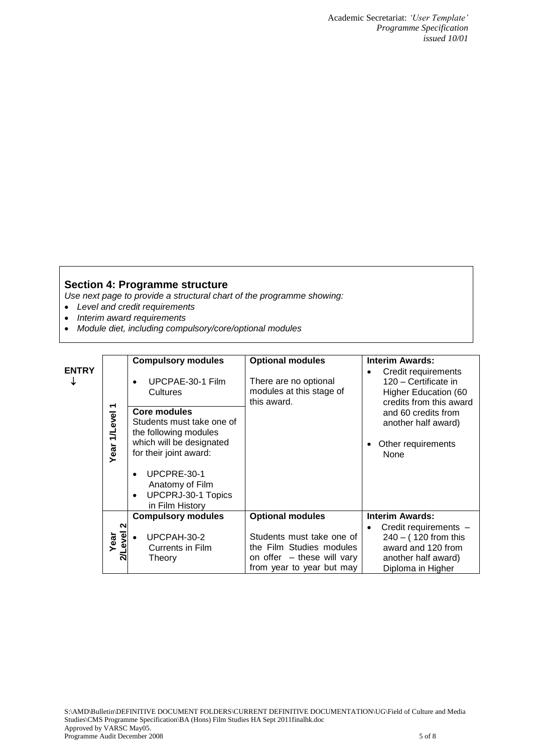## Section 4: Programme structure

*Use next page to provide a structural chart of the programme showing:*

- *Level and credit requirements*
- *Interim award requirements*
- *Module diet, including compulsory/core/optional modules*

**ENTRY** ↓

| | Compulsory modules | Optional modules | Interim Awards: |
|---|---|---|---|
| **Year 1/Level 1** | **Compulsory modules**<br>• UPCPAE-30-1 Film Cultures<br><br>**Core modules**<br>Students must take one of the following modules which will be designated for their joint award:<br>• UPCPRE-30-1 Anatomy of Film<br>• UPCPRJ-30-1 Topics in Film History | **Optional modules**<br>There are no optional modules at this stage of this award. | **Interim Awards:**<br>• Credit requirements 120 – Certificate in Higher Education (60 credits from this award and 60 credits from another half award)<br>• Other requirements None |
| **Year 2/Level 2** | **Compulsory modules**<br>• UPCPAH-30-2 Currents in Film Theory | **Optional modules**<br>Students must take one of the Film Studies modules on offer – these will vary from year to year but may | **Interim Awards:**<br>• Credit requirements – 240 – ( 120 from this award and 120 from another half award) Diploma in Higher |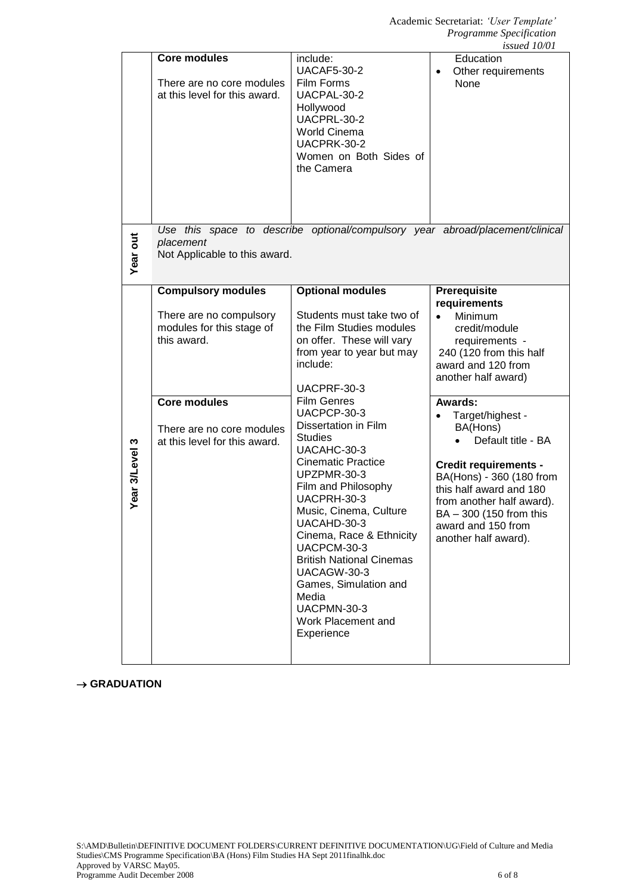| | | | |
|---|---|---|---|
| | **Core modules**<br><br>There are no core modules at this level for this award. | include:<br>UACAF5-30-2<br>Film Forms<br>UACPAL-30-2<br>Hollywood<br>UACPRL-30-2<br>World Cinema<br>UACPRK-30-2<br>Women on Both Sides of the Camera | Education<br>• Other requirements None |
| **Year out** | *Use this space to describe optional/compulsory year abroad/placement/clinical placement*<br>Not Applicable to this award. | | |
| **Year 3/Level 3** | **Compulsory modules**<br><br>There are no compulsory modules for this stage of this award.<br><br>**Core modules**<br><br>There are no core modules at this level for this award. | **Optional modules**<br><br>Students must take two of the Film Studies modules on offer. These will vary from year to year but may include:<br><br>UACPRF-30-3<br>Film Genres<br>UACPCP-30-3<br>Dissertation in Film Studies<br>UACAHC-30-3<br>Cinematic Practice<br>UPZPMR-30-3<br>Film and Philosophy<br>UACPRH-30-3<br>Music, Cinema, Culture<br>UACAHD-30-3<br>Cinema, Race & Ethnicity<br>UACPCM-30-3<br>British National Cinemas<br>UACAGW-30-3<br>Games, Simulation and Media<br>UACPMN-30-3<br>Work Placement and Experience | **Prerequisite requirements**<br>• Minimum credit/module requirements - 240 (120 from this half award and 120 from another half award)<br><br>**Awards:**<br>• Target/highest - BA(Hons)<br>  • Default title - BA<br><br>**Credit requirements -** BA(Hons) - 360 (180 from this half award and 180 from another half award). BA – 300 (150 from this award and 150 from another half award). |

→ **GRADUATION**

S:\AMD\Bulletin\DEFINITIVE DOCUMENT FOLDERS\CURRENT DEFINITIVE DOCUMENTATION\UG\Field of Culture and Media Studies\CMS Programme Specification\BA (Hons) Film Studies HA Sept 2011finalhk.doc
Approved by VARSC May05.
Programme Audit December 2008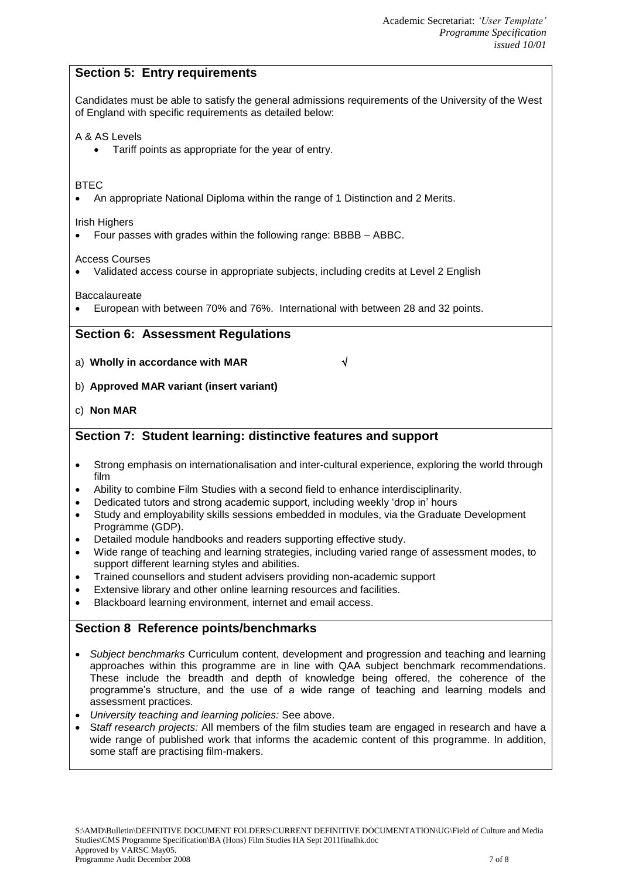## Section 5: Entry requirements

Candidates must be able to satisfy the general admissions requirements of the University of the West of England with specific requirements as detailed below:

A & AS Levels

- Tariff points as appropriate for the year of entry.

BTEC

- An appropriate National Diploma within the range of 1 Distinction and 2 Merits.

Irish Highers

- Four passes with grades within the following range: BBBB – ABBC.

Access Courses

- Validated access course in appropriate subjects, including credits at Level 2 English

Baccalaureate

- European with between 70% and 76%. International with between 28 and 32 points.

## Section 6: Assessment Regulations

a) **Wholly in accordance with MAR** √

b) **Approved MAR variant (insert variant)**

c) **Non MAR**

## Section 7: Student learning: distinctive features and support

- Strong emphasis on internationalisation and inter-cultural experience, exploring the world through film
- Ability to combine Film Studies with a second field to enhance interdisciplinarity.
- Dedicated tutors and strong academic support, including weekly 'drop in' hours
- Study and employability skills sessions embedded in modules, via the Graduate Development Programme (GDP).
- Detailed module handbooks and readers supporting effective study.
- Wide range of teaching and learning strategies, including varied range of assessment modes, to support different learning styles and abilities.
- Trained counsellors and student advisers providing non-academic support
- Extensive library and other online learning resources and facilities.
- Blackboard learning environment, internet and email access.

## Section 8 Reference points/benchmarks

- *Subject benchmarks* Curriculum content, development and progression and teaching and learning approaches within this programme are in line with QAA subject benchmark recommendations. These include the breadth and depth of knowledge being offered, the coherence of the programme's structure, and the use of a wide range of teaching and learning models and assessment practices.
- *University teaching and learning policies:* See above.
- *Staff research projects:* All members of the film studies team are engaged in research and have a wide range of published work that informs the academic content of this programme. In addition, some staff are practising film-makers.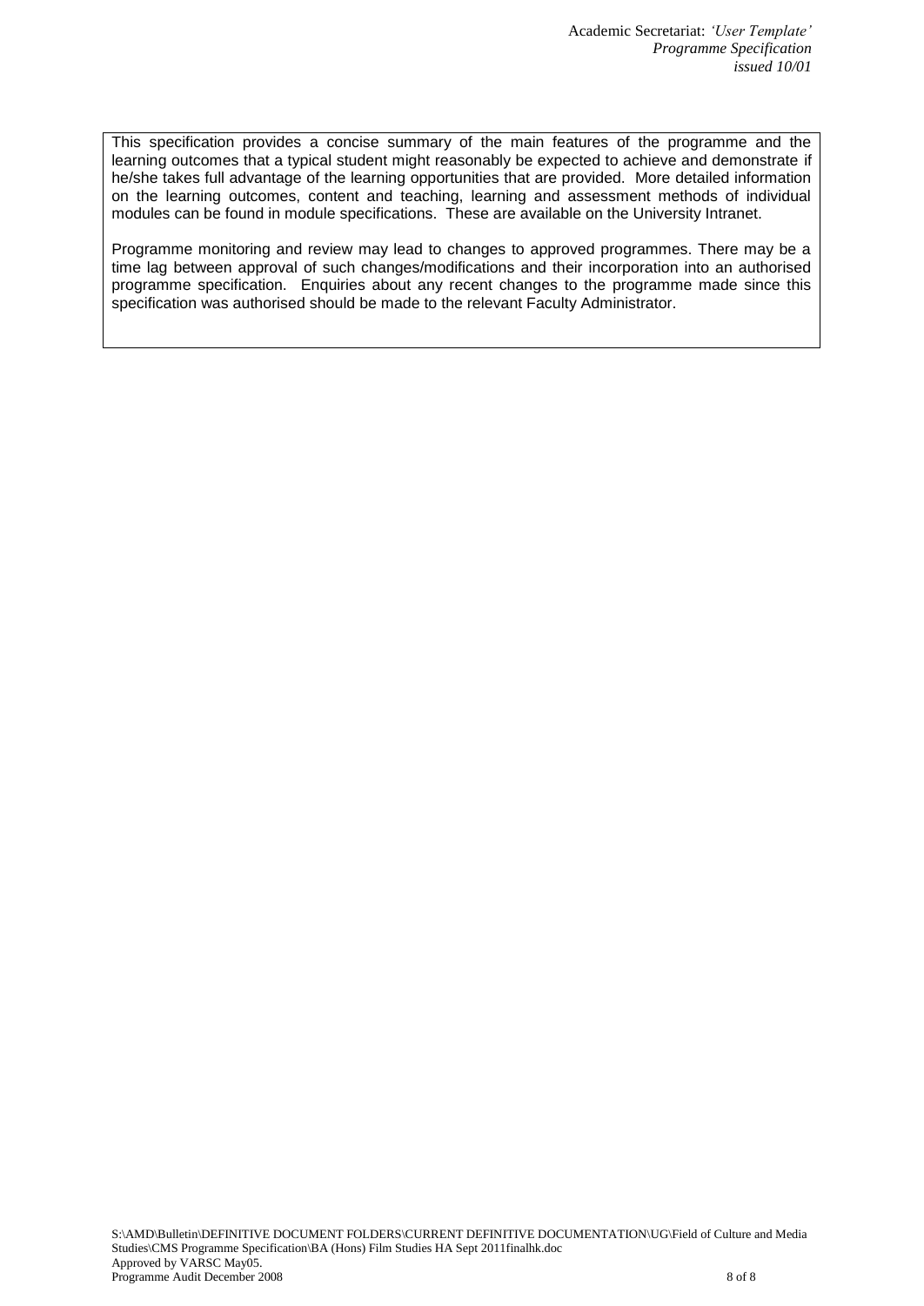This specification provides a concise summary of the main features of the programme and the learning outcomes that a typical student might reasonably be expected to achieve and demonstrate if he/she takes full advantage of the learning opportunities that are provided. More detailed information on the learning outcomes, content and teaching, learning and assessment methods of individual modules can be found in module specifications. These are available on the University Intranet.

Programme monitoring and review may lead to changes to approved programmes. There may be a time lag between approval of such changes/modifications and their incorporation into an authorised programme specification. Enquiries about any recent changes to the programme made since this specification was authorised should be made to the relevant Faculty Administrator.